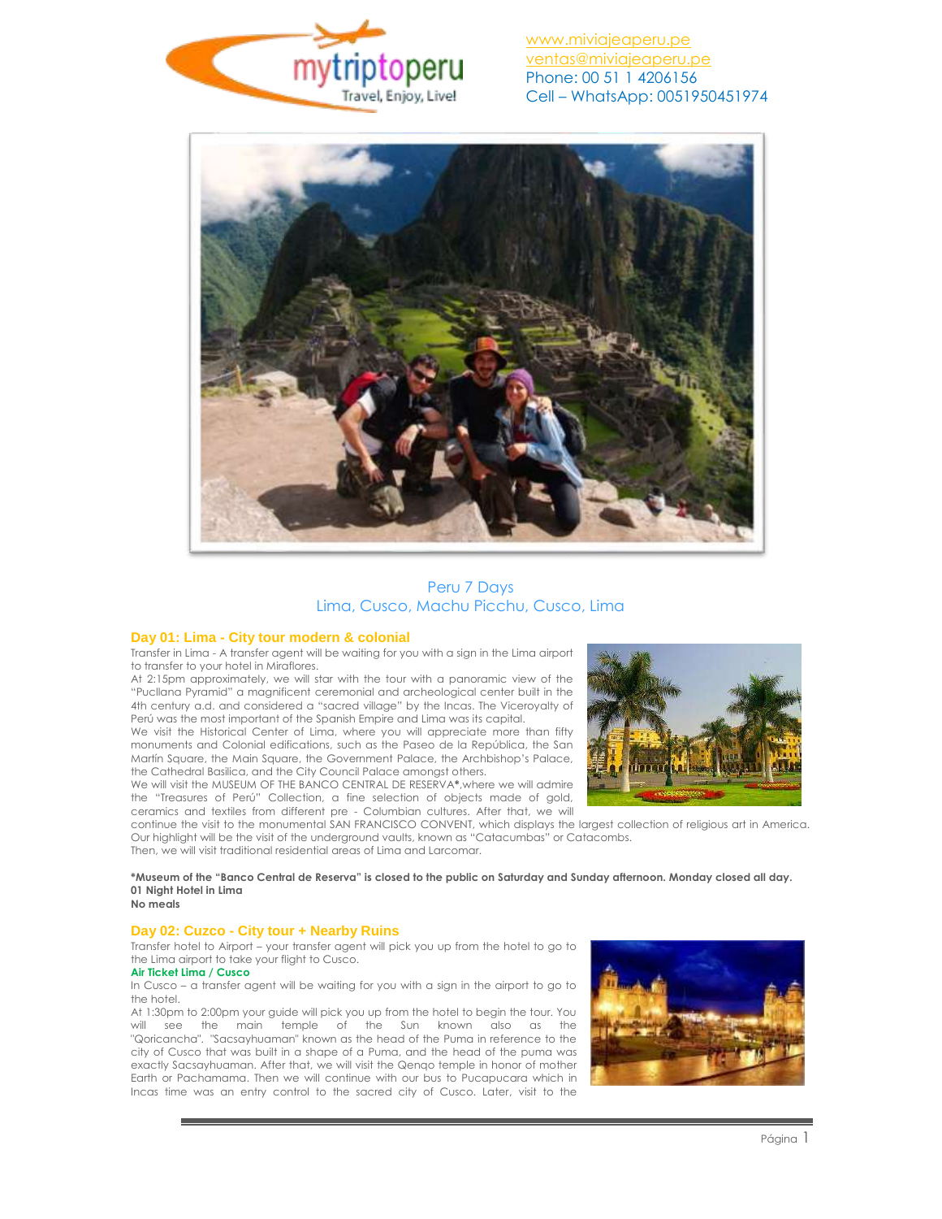www.miviajeaperu.pe
ventas@miviajeaperu.pe
Phone: 00 51 1 4206156
Cell – WhatsApp: 0051950451974

Peru 7 Days
Lima, Cusco, Machu Picchu, Cusco, Lima

## Day 01: Lima - City tour modern & colonial

Transfer in Lima - A transfer agent will be waiting for you with a sign in the Lima airport to transfer to your hotel in Miraflores.
At 2:15pm approximately, we will star with the tour with a panoramic view of the "Pucllana Pyramid" a magnificent ceremonial and archeological center built in the 4th century a.d. and considered a "sacred village" by the Incas. The Viceroyalty of Perú was the most important of the Spanish Empire and Lima was its capital.
We visit the Historical Center of Lima, where you will appreciate more than fifty monuments and Colonial edifications, such as the Paseo de la República, the San Martín Square, the Main Square, the Government Palace, the Archbishop's Palace, the Cathedral Basilica, and the City Council Palace amongst others.
We will visit the MUSEUM OF THE BANCO CENTRAL DE RESERVA*,where we will admire the "Treasures of Perú" Collection, a fine selection of objects made of gold, ceramics and textiles from different pre - Columbian cultures. After that, we will continue the visit to the monumental SAN FRANCISCO CONVENT, which displays the largest collection of religious art in America. Our highlight will be the visit of the underground vaults, known as "Catacumbas" or Catacombs.
Then, we will visit traditional residential areas of Lima and Larcomar.

**\*Museum of the "Banco Central de Reserva" is closed to the public on Saturday and Sunday afternoon. Monday closed all day.**
**01 Night Hotel in Lima**
**No meals**

## Day 02: Cuzco - City tour + Nearby Ruins

Transfer hotel to Airport – your transfer agent will pick you up from the hotel to go to the Lima airport to take your flight to Cusco.
**Air Ticket Lima / Cusco**
In Cusco – a transfer agent will be waiting for you with a sign in the airport to go to the hotel.
At 1:30pm to 2:00pm your guide will pick you up from the hotel to begin the tour. You will see the main temple of the Sun known also as the "Qoricancha". "Sacsayhuaman" known as the head of the Puma in reference to the city of Cusco that was built in a shape of a Puma, and the head of the puma was exactly Sacsayhuaman. After that, we will visit the Qenqo temple in honor of mother Earth or Pachamama. Then we will continue with our bus to Pucapucara which in Incas time was an entry control to the sacred city of Cusco. Later, visit to the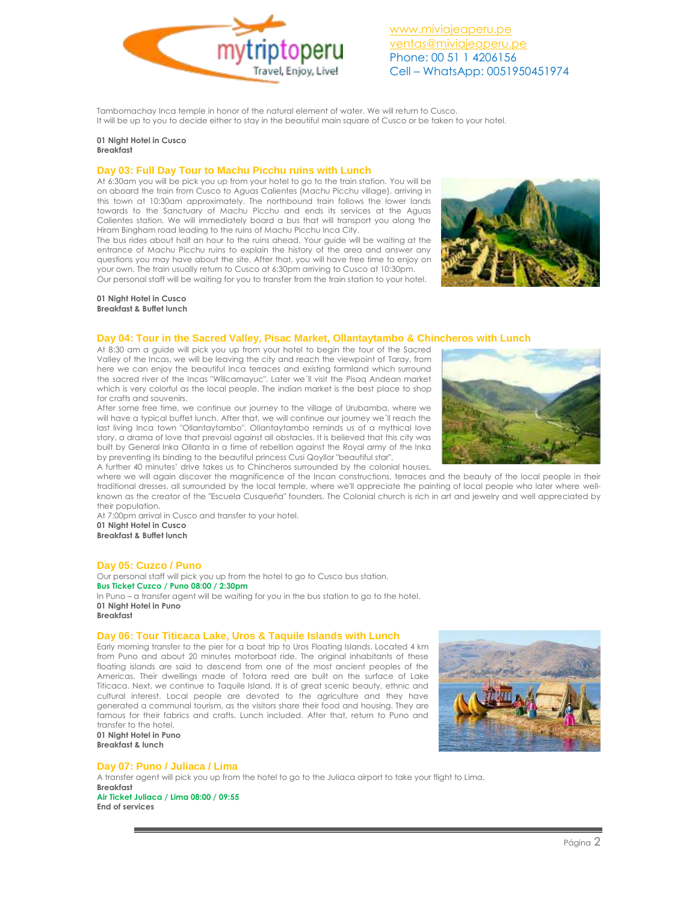Tambomachay Inca temple in honor of the natural element of water. We will return to Cusco.
It will be up to you to decide either to stay in the beautiful main square of Cusco or be taken to your hotel.

**01 Night Hotel in Cusco**
**Breakfast**

## Day 03: Full Day Tour to Machu Picchu ruins with Lunch

At 6:30am you will be pick you up from your hotel to go to the train station. You will be on aboard the train from Cusco to Aguas Calientes (Machu Picchu village), arriving in this town at 10:30am approximately. The northbound train follows the lower lands towards to the Sanctuary of Machu Picchu and ends its services at the Aguas Calientes station. We will immediately board a bus that will transport you along the Hiram Bingham road leading to the ruins of Machu Picchu Inca City.
The bus rides about half an hour to the ruins ahead. Your guide will be waiting at the entrance of Machu Picchu ruins to explain the history of the area and answer any questions you may have about the site. After that, you will have free time to enjoy on your own. The train usually return to Cusco at 6:30pm arriving to Cusco at 10:30pm.
Our personal staff will be waiting for you to transfer from the train station to your hotel.

**01 Night Hotel in Cusco**
**Breakfast & Buffet lunch**

## Day 04: Tour in the Sacred Valley, Pisac Market, Ollantaytambo & Chincheros with Lunch

At 8:30 am a guide will pick you up from your hotel to begin the tour of the Sacred Valley of the Incas, we will be leaving the city and reach the viewpoint of Taray, from here we can enjoy the beautiful Inca terraces and existing farmland which surround the sacred river of the Incas "Willcamayuc". Later we´ll visit the Pisaq Andean market which is very colorful as the local people. The indian market is the best place to shop for crafts and souvenirs.
After some free time, we continue our journey to the village of Urubamba, where we will have a typical buffet lunch. After that, we will continue our journey we´ll reach the last living Inca town "Ollantaytambo". Ollantaytambo reminds us of a mythical love story, a drama of love that prevaisl against all obstacles. It is believed that this city was built by General Inka Ollanta in a time of rebellion against the Royal army of the Inka by preventing its binding to the beautiful princess Cusi Qoyllor "beautiful star".
A further 40 minutes' drive takes us to Chincheros surrounded by the colonial houses, where we will again discover the magnificence of the Incan constructions, terraces and the beauty of the local people in their traditional dresses, all surrounded by the local temple, where we'll appreciate the painting of local people who later where well-known as the creator of the "Escuela Cusqueña" founders. The Colonial church is rich in art and jewelry and well appreciated by their population.
At 7:00pm arrival in Cusco and transfer to your hotel.
**01 Night Hotel in Cusco**
**Breakfast & Buffet lunch**

## Day 05: Cuzco / Puno

Our personal staff will pick you up from the hotel to go to Cusco bus station.
**Bus Ticket Cuzco / Puno 08:00 / 2:30pm**
In Puno – a transfer agent will be waiting for you in the bus station to go to the hotel.
**01 Night Hotel in Puno**
**Breakfast**

## Day 06: Tour Titicaca Lake, Uros & Taquile Islands with Lunch

Early morning transfer to the pier for a boat trip to Uros Floating Islands. Located 4 km from Puno and about 20 minutes motorboat ride. The original inhabitants of these floating islands are said to descend from one of the most ancient peoples of the Americas. Their dwellings made of Totora reed are built on the surface of Lake Titicaca. Next, we continue to Taquile Island. It is of great scenic beauty, ethnic and cultural interest. Local people are devoted to the agriculture and they have generated a communal tourism, as the visitors share their food and housing. They are famous for their fabrics and crafts. Lunch included. After that, return to Puno and transfer to the hotel.
**01 Night Hotel in Puno**
**Breakfast & lunch**

## Day 07: Puno / Juliaca / Lima

A transfer agent will pick you up from the hotel to go to the Juliaca airport to take your flight to Lima.
**Breakfast**
**Air Ticket Juliaca / Lima 08:00 / 09:55**
**End of services**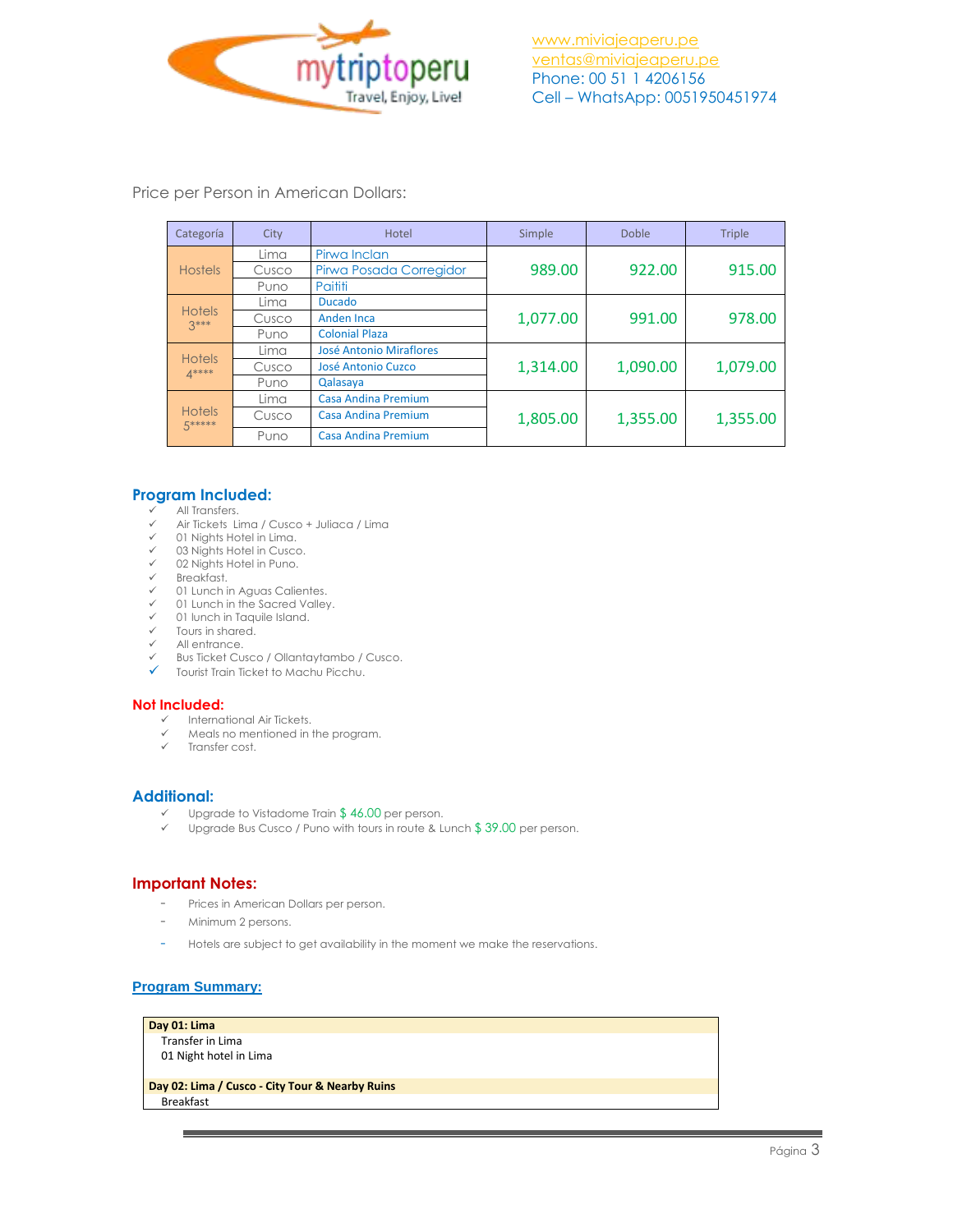www.miviajeaperu.pe
ventas@miviajeaperu.pe
Phone: 00 51 1 4206156
Cell – WhatsApp: 0051950451974

Price per Person in American Dollars:

| Categoría | City | Hotel | Simple | Doble | Triple |
|---|---|---|---|---|---|
| Hostels | Lima | Pirwa Inclan | 989.00 | 922.00 | 915.00 |
| | Cusco | Pirwa Posada Corregidor | | | |
| | Puno | Paititi | | | |
| Hotels 3*** | Lima | Ducado | 1,077.00 | 991.00 | 978.00 |
| | Cusco | Anden Inca | | | |
| | Puno | Colonial Plaza | | | |
| Hotels 4**** | Lima | José Antonio Miraflores | 1,314.00 | 1,090.00 | 1,079.00 |
| | Cusco | José Antonio Cuzco | | | |
| | Puno | Qalasaya | | | |
| Hotels 5***** | Lima | Casa Andina Premium | 1,805.00 | 1,355.00 | 1,355.00 |
| | Cusco | Casa Andina Premium | | | |
| | Puno | Casa Andina Premium | | | |

## Program Included:

- ✓ All Transfers.
- ✓ Air Tickets Lima / Cusco + Juliaca / Lima
- ✓ 01 Nights Hotel in Lima.
- ✓ 03 Nights Hotel in Cusco.
- ✓ 02 Nights Hotel in Puno.
- ✓ Breakfast.
- ✓ 01 Lunch in Aguas Calientes.
- ✓ 01 Lunch in the Sacred Valley.
- ✓ 01 lunch in Taquile Island.
- ✓ Tours in shared.
- ✓ All entrance.
- ✓ Bus Ticket Cusco / Ollantaytambo / Cusco.
- ✓ Tourist Train Ticket to Machu Picchu.

## Not Included:

- ✓ International Air Tickets.
- ✓ Meals no mentioned in the program.
- ✓ Transfer cost.

## Additional:

- ✓ Upgrade to Vistadome Train $ 46.00 per person.
- ✓ Upgrade Bus Cusco / Puno with tours in route & Lunch $ 39.00 per person.

## Important Notes:

- Prices in American Dollars per person.
- Minimum 2 persons.
- Hotels are subject to get availability in the moment we make the reservations.

## Program Summary:

**Day 01: Lima**
Transfer in Lima
01 Night hotel in Lima

**Day 02: Lima / Cusco - City Tour & Nearby Ruins**
Breakfast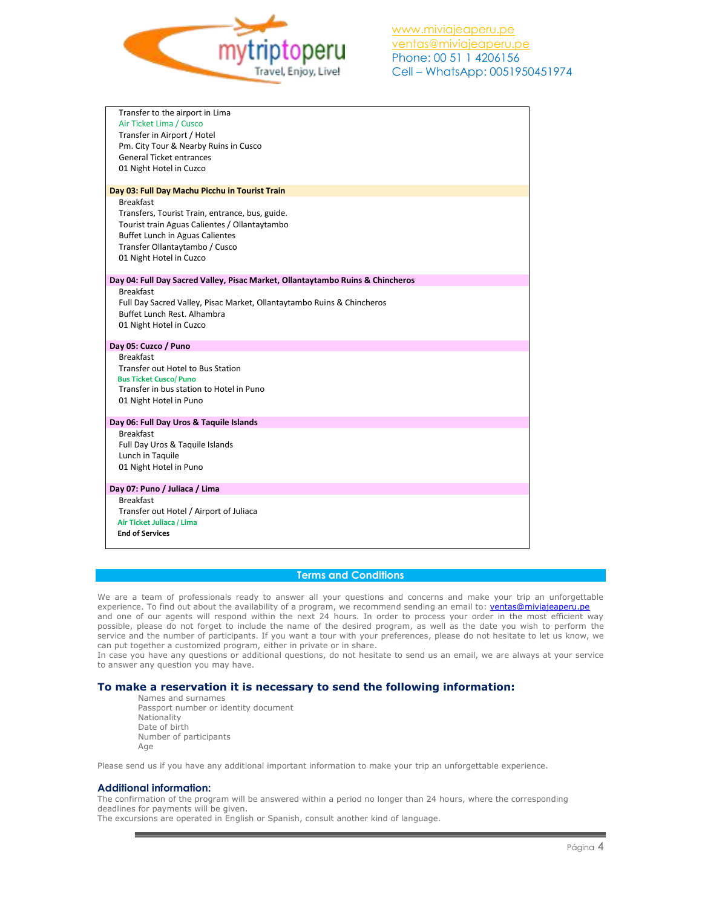Transfer to the airport in Lima
Air Ticket Lima / Cusco
Transfer in Airport / Hotel
Pm. City Tour & Nearby Ruins in Cusco
General Ticket entrances
01 Night Hotel in Cuzco

**Day 03: Full Day Machu Picchu in Tourist Train**

Breakfast
Transfers, Tourist Train, entrance, bus, guide.
Tourist train Aguas Calientes / Ollantaytambo
Buffet Lunch in Aguas Calientes
Transfer Ollantaytambo / Cusco
01 Night Hotel in Cuzco

**Day 04: Full Day Sacred Valley, Pisac Market, Ollantaytambo Ruins & Chincheros**

Breakfast
Full Day Sacred Valley, Pisac Market, Ollantaytambo Ruins & Chincheros
Buffet Lunch Rest. Alhambra
01 Night Hotel in Cuzco

**Day 05: Cuzco / Puno**

Breakfast
Transfer out Hotel to Bus Station
**Bus Ticket Cusco/ Puno**
Transfer in bus station to Hotel in Puno
01 Night Hotel in Puno

**Day 06: Full Day Uros & Taquile Islands**

Breakfast
Full Day Uros & Taquile Islands
Lunch in Taquile
01 Night Hotel in Puno

**Day 07: Puno / Juliaca / Lima**

Breakfast
Transfer out Hotel / Airport of Juliaca
**Air Ticket Juliaca / Lima**
**End of Services**

## Terms and Conditions

We are a team of professionals ready to answer all your questions and concerns and make your trip an unforgettable experience. To find out about the availability of a program, we recommend sending an email to: ventas@miviajeaperu.pe and one of our agents will respond within the next 24 hours. In order to process your order in the most efficient way possible, please do not forget to include the name of the desired program, as well as the date you wish to perform the service and the number of participants. If you want a tour with your preferences, please do not hesitate to let us know, we can put together a customized program, either in private or in share.
In case you have any questions or additional questions, do not hesitate to send us an email, we are always at your service to answer any question you may have.

### To make a reservation it is necessary to send the following information:

Names and surnames
Passport number or identity document
Nationality
Date of birth
Number of participants
Age

Please send us if you have any additional important information to make your trip an unforgettable experience.

### Additional information:

The confirmation of the program will be answered within a period no longer than 24 hours, where the corresponding deadlines for payments will be given.
The excursions are operated in English or Spanish, consult another kind of language.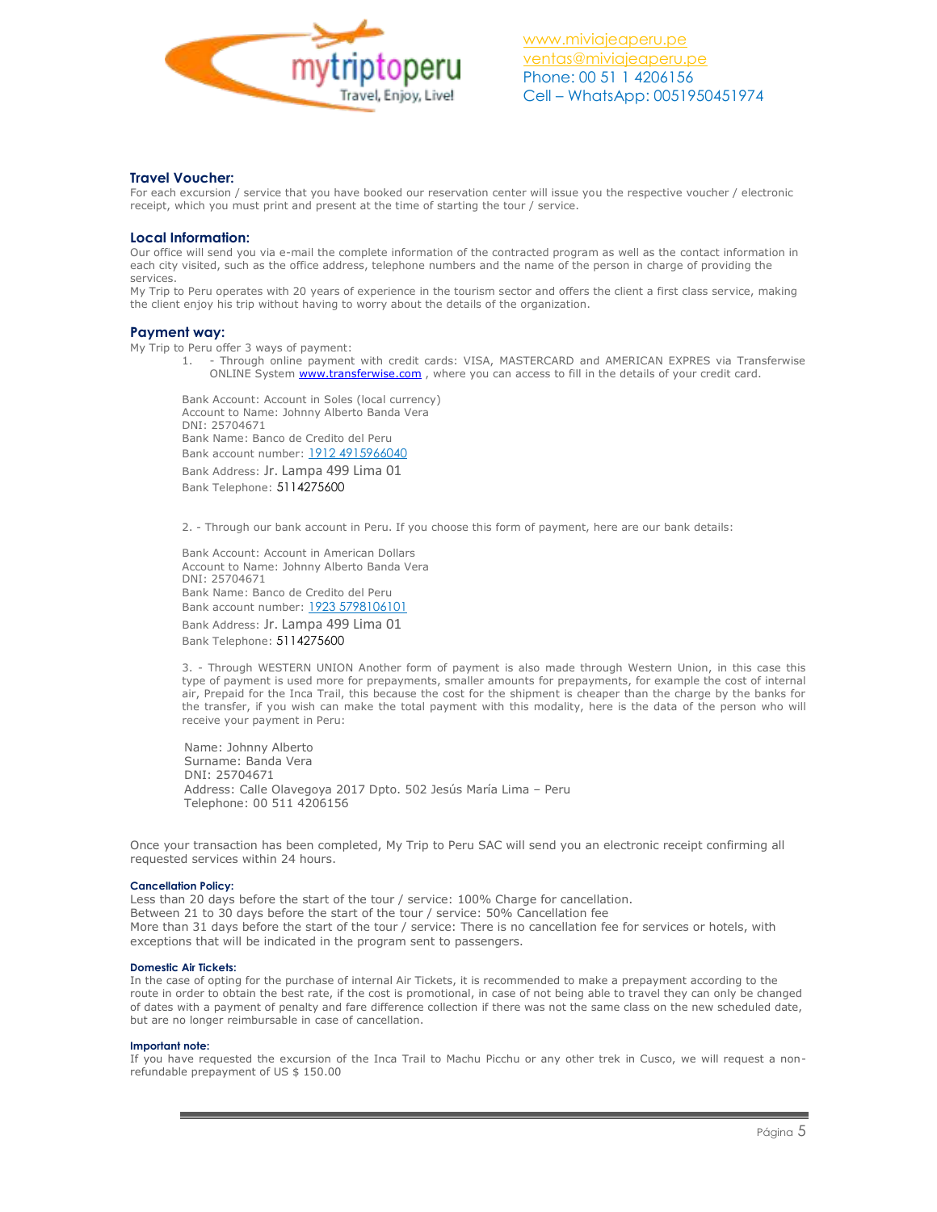www.miviajeaperu.pe
ventas@miviajeaperu.pe
Phone: 00 51 1 4206156
Cell – WhatsApp: 0051950451974

### Travel Voucher:

For each excursion / service that you have booked our reservation center will issue you the respective voucher / electronic receipt, which you must print and present at the time of starting the tour / service.

### Local Information:

Our office will send you via e-mail the complete information of the contracted program as well as the contact information in each city visited, such as the office address, telephone numbers and the name of the person in charge of providing the services.
My Trip to Peru operates with 20 years of experience in the tourism sector and offers the client a first class service, making the client enjoy his trip without having to worry about the details of the organization.

### Payment way:

My Trip to Peru offer 3 ways of payment:

1. - Through online payment with credit cards: VISA, MASTERCARD and AMERICAN EXPRES via Transferwise ONLINE System www.transferwise.com , where you can access to fill in the details of your credit card.

Bank Account: Account in Soles (local currency)
Account to Name: Johnny Alberto Banda Vera
DNI: 25704671
Bank Name: Banco de Credito del Peru
Bank account number: 1912 4915966040
Bank Address: Jr. Lampa 499 Lima 01
Bank Telephone: 5114275600

2. - Through our bank account in Peru. If you choose this form of payment, here are our bank details:

Bank Account: Account in American Dollars
Account to Name: Johnny Alberto Banda Vera
DNI: 25704671
Bank Name: Banco de Credito del Peru
Bank account number: 1923 5798106101
Bank Address: Jr. Lampa 499 Lima 01
Bank Telephone: 5114275600

3. - Through WESTERN UNION Another form of payment is also made through Western Union, in this case this type of payment is used more for prepayments, smaller amounts for prepayments, for example the cost of internal air, Prepaid for the Inca Trail, this because the cost for the shipment is cheaper than the charge by the banks for the transfer, if you wish can make the total payment with this modality, here is the data of the person who will receive your payment in Peru:

Name: Johnny Alberto
Surname: Banda Vera
DNI: 25704671
Address: Calle Olavegoya 2017 Dpto. 502 Jesús María Lima – Peru
Telephone: 00 511 4206156

Once your transaction has been completed, My Trip to Peru SAC will send you an electronic receipt confirming all requested services within 24 hours.

#### Cancellation Policy:

Less than 20 days before the start of the tour / service: 100% Charge for cancellation.
Between 21 to 30 days before the start of the tour / service: 50% Cancellation fee
More than 31 days before the start of the tour / service: There is no cancellation fee for services or hotels, with exceptions that will be indicated in the program sent to passengers.

#### Domestic Air Tickets:

In the case of opting for the purchase of internal Air Tickets, it is recommended to make a prepayment according to the route in order to obtain the best rate, if the cost is promotional, in case of not being able to travel they can only be changed of dates with a payment of penalty and fare difference collection if there was not the same class on the new scheduled date, but are no longer reimbursable in case of cancellation.

#### Important note:

If you have requested the excursion of the Inca Trail to Machu Picchu or any other trek in Cusco, we will request a non-refundable prepayment of US $ 150.00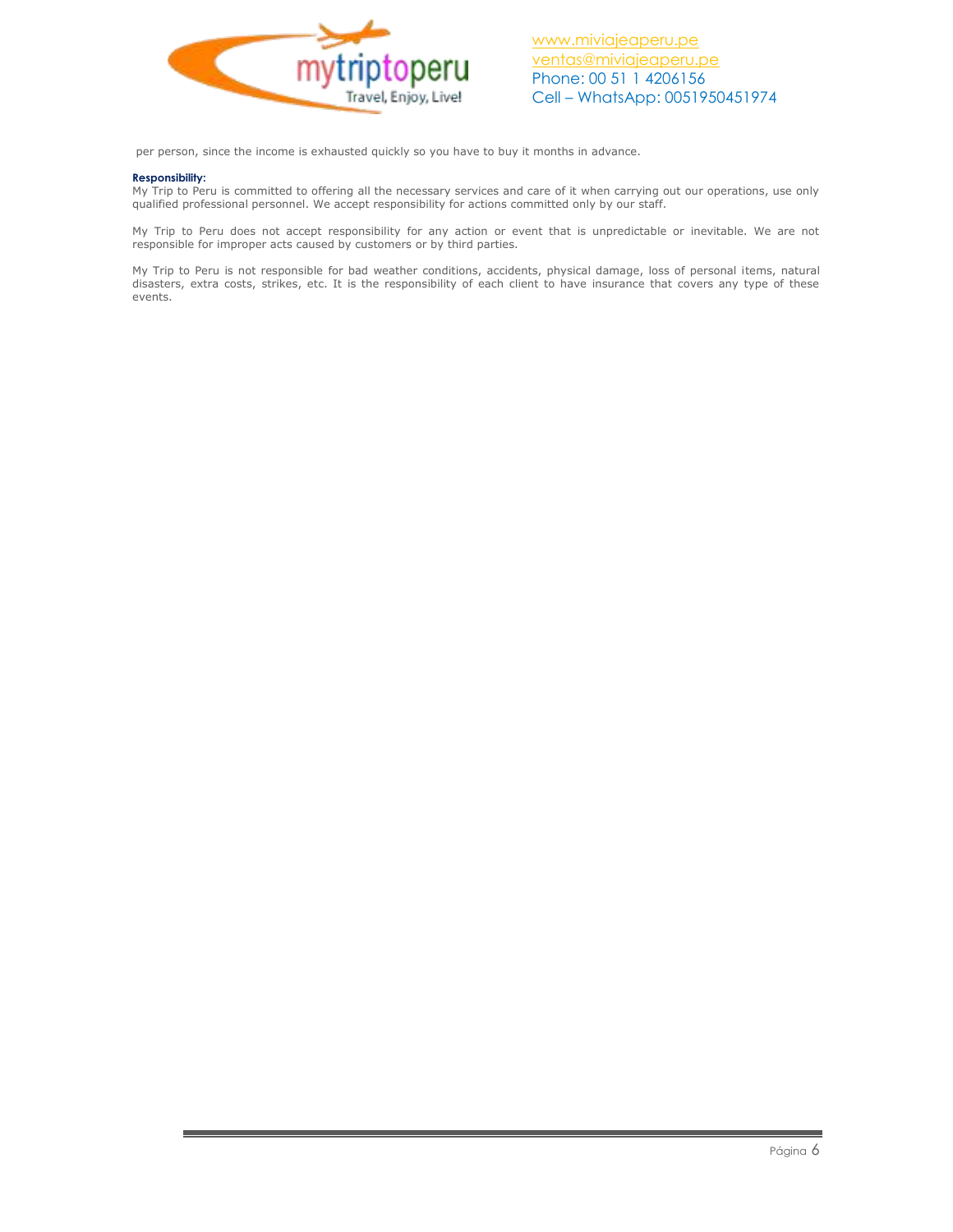per person, since the income is exhausted quickly so you have to buy it months in advance.

**Responsibility:**

My Trip to Peru is committed to offering all the necessary services and care of it when carrying out our operations, use only qualified professional personnel. We accept responsibility for actions committed only by our staff.

My Trip to Peru does not accept responsibility for any action or event that is unpredictable or inevitable. We are not responsible for improper acts caused by customers or by third parties.

My Trip to Peru is not responsible for bad weather conditions, accidents, physical damage, loss of personal items, natural disasters, extra costs, strikes, etc. It is the responsibility of each client to have insurance that covers any type of these events.